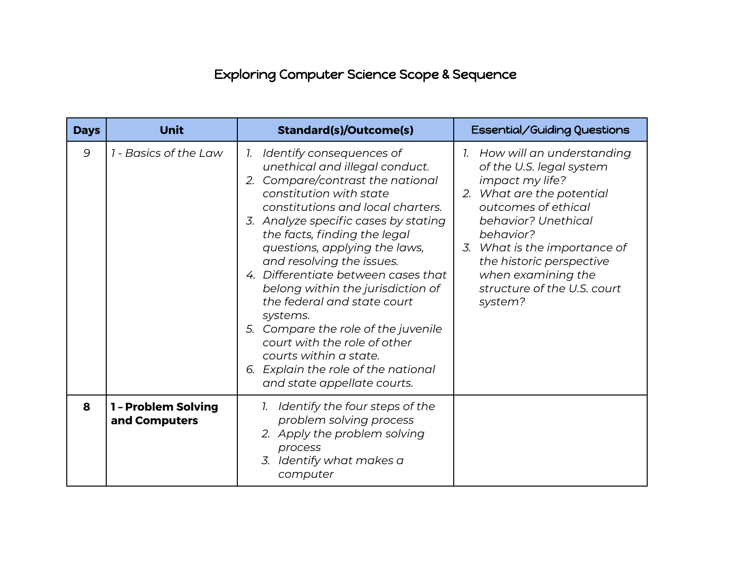# Exploring Computer Science Scope & Sequence

| Days | Unit | Standard(s)/Outcome(s) | Essential/Guiding Questions |
|---|---|---|---|
| *9* | *1 - Basics of the Law* | 1. *Identify consequences of unethical and illegal conduct.*<br>2. *Compare/contrast the national constitution with state constitutions and local charters.*<br>3. *Analyze specific cases by stating the facts, finding the legal questions, applying the laws, and resolving the issues.*<br>4. *Differentiate between cases that belong within the jurisdiction of the federal and state court systems.*<br>5. *Compare the role of the juvenile court with the role of other courts within a state.*<br>6. *Explain the role of the national and state appellate courts.* | 1. *How will an understanding of the U.S. legal system impact my life?*<br>2. *What are the potential outcomes of ethical behavior? Unethical behavior?*<br>3. *What is the importance of the historic perspective when examining the structure of the U.S. court system?* |
| **8** | **1 – Problem Solving and Computers** | 1. *Identify the four steps of the problem solving process*<br>2. *Apply the problem solving process*<br>3. *Identify what makes a computer* | |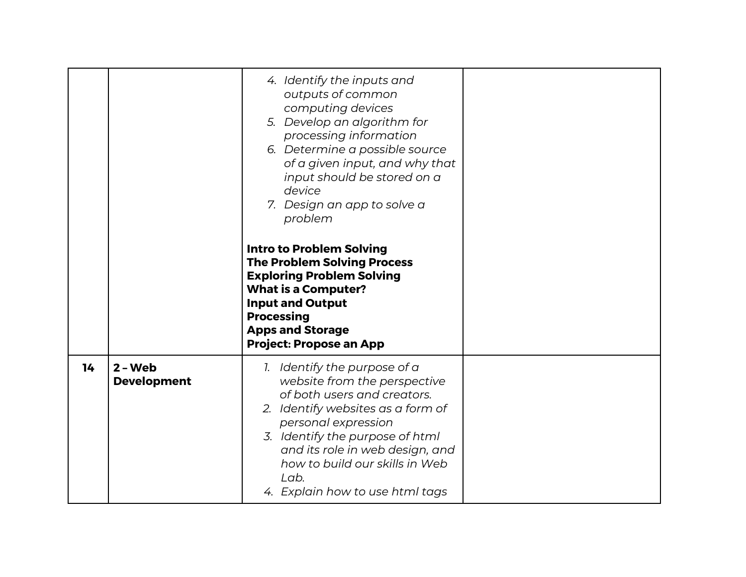| | | | |
|---|---|---|---|
| | | 4. *Identify the inputs and outputs of common computing devices*<br>5. *Develop an algorithm for processing information*<br>6. *Determine a possible source of a given input, and why that input should be stored on a device*<br>7. *Design an app to solve a problem*<br><br>**Intro to Problem Solving**<br>**The Problem Solving Process**<br>**Exploring Problem Solving**<br>**What is a Computer?**<br>**Input and Output**<br>**Processing**<br>**Apps and Storage**<br>**Project: Propose an App** | |
| **14** | **2 – Web Development** | 1. *Identify the purpose of a website from the perspective of both users and creators.*<br>2. *Identify websites as a form of personal expression*<br>3. *Identify the purpose of html and its role in web design, and how to build our skills in Web Lab.*<br>4. *Explain how to use html tags* | |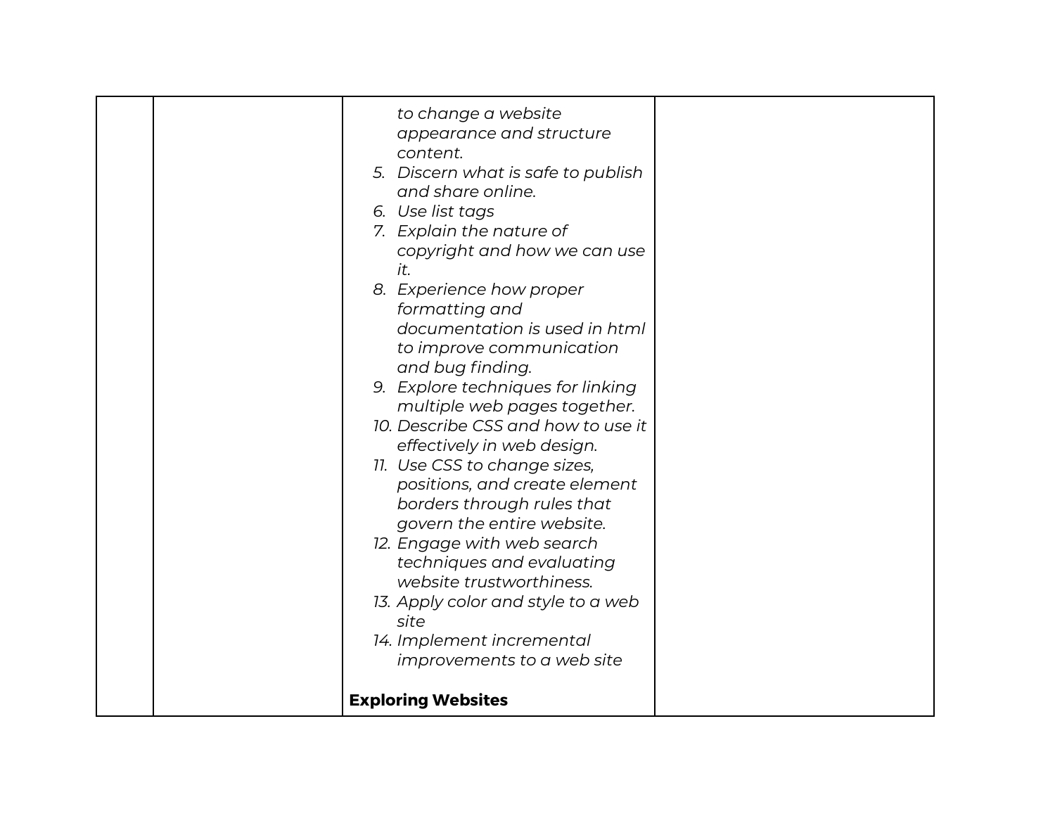| | | *to change a website appearance and structure content.*<br>5. *Discern what is safe to publish and share online.*<br>6. *Use list tags*<br>7. *Explain the nature of copyright and how we can use it.*<br>8. *Experience how proper formatting and documentation is used in html to improve communication and bug finding.*<br>9. *Explore techniques for linking multiple web pages together.*<br>10. *Describe CSS and how to use it effectively in web design.*<br>11. *Use CSS to change sizes, positions, and create element borders through rules that govern the entire website.*<br>12. *Engage with web search techniques and evaluating website trustworthiness.*<br>13. *Apply color and style to a web site*<br>14. *Implement incremental improvements to a web site*<br><br>**Exploring Websites** | |
|---|---|---|---|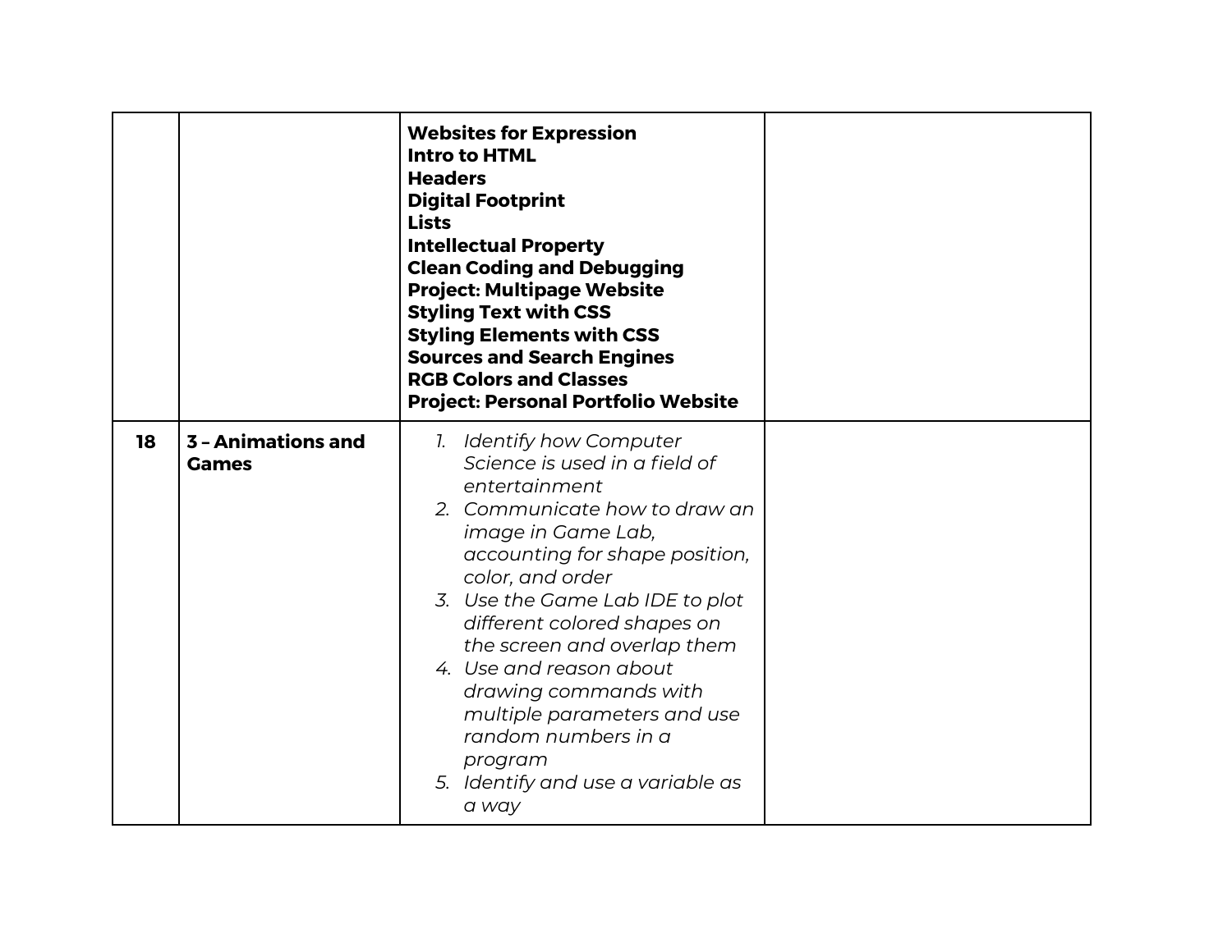| | | | |
|---|---|---|---|
| | | **Websites for Expression**<br>**Intro to HTML**<br>**Headers**<br>**Digital Footprint**<br>**Lists**<br>**Intellectual Property**<br>**Clean Coding and Debugging**<br>**Project: Multipage Website**<br>**Styling Text with CSS**<br>**Styling Elements with CSS**<br>**Sources and Search Engines**<br>**RGB Colors and Classes**<br>**Project: Personal Portfolio Website** | |
| **18** | **3 – Animations and Games** | 1. *Identify how Computer Science is used in a field of entertainment*<br>2. *Communicate how to draw an image in Game Lab, accounting for shape position, color, and order*<br>3. *Use the Game Lab IDE to plot different colored shapes on the screen and overlap them*<br>4. *Use and reason about drawing commands with multiple parameters and use random numbers in a program*<br>5. *Identify and use a variable as a way* | |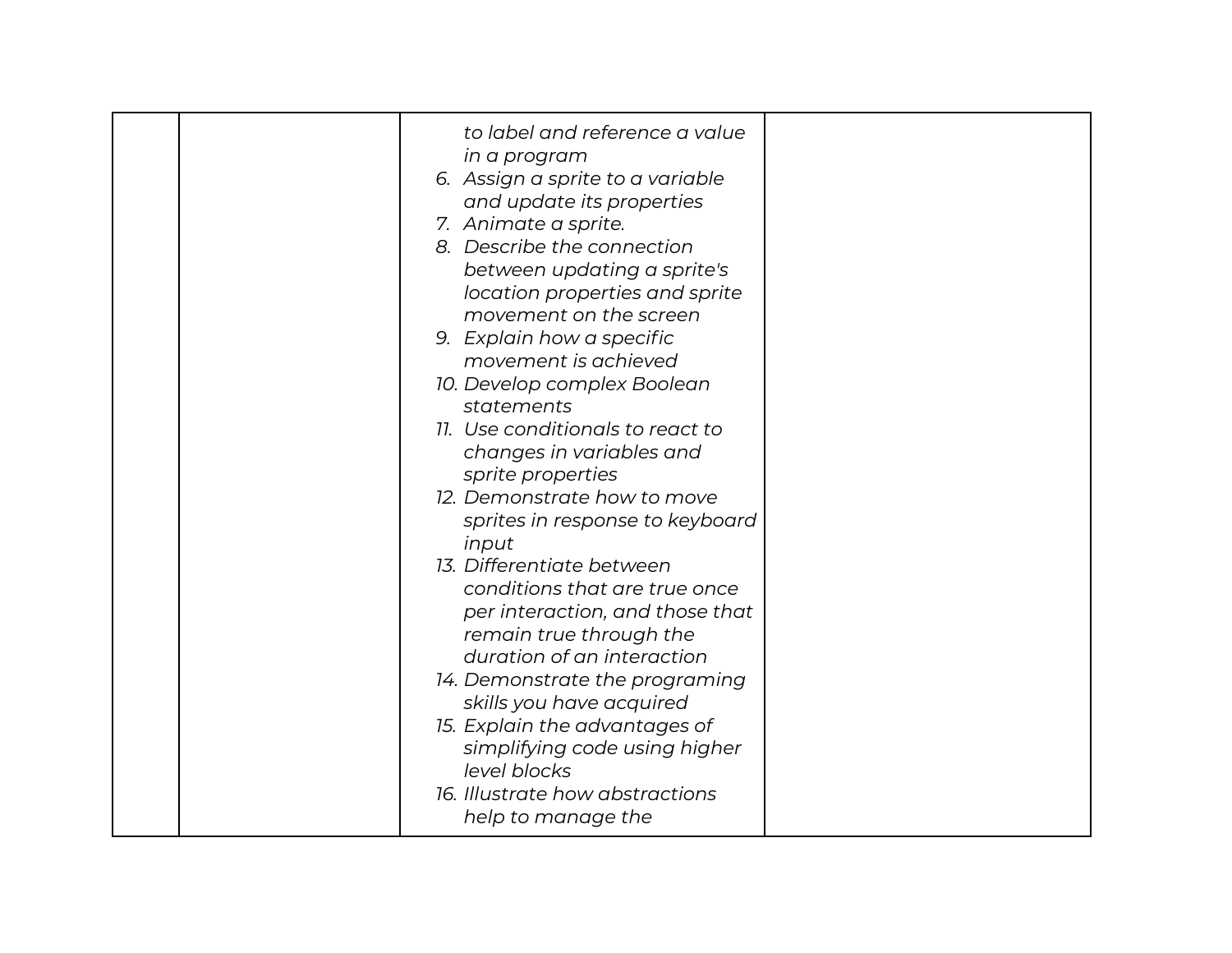| | | | |
|---|---|---|---|
| | | *to label and reference a value in a program*<br>6. *Assign a sprite to a variable and update its properties*<br>7. *Animate a sprite.*<br>8. *Describe the connection between updating a sprite's location properties and sprite movement on the screen*<br>9. *Explain how a specific movement is achieved*<br>10. *Develop complex Boolean statements*<br>11. *Use conditionals to react to changes in variables and sprite properties*<br>12. *Demonstrate how to move sprites in response to keyboard input*<br>13. *Differentiate between conditions that are true once per interaction, and those that remain true through the duration of an interaction*<br>14. *Demonstrate the programing skills you have acquired*<br>15. *Explain the advantages of simplifying code using higher level blocks*<br>16. *Illustrate how abstractions help to manage the* | |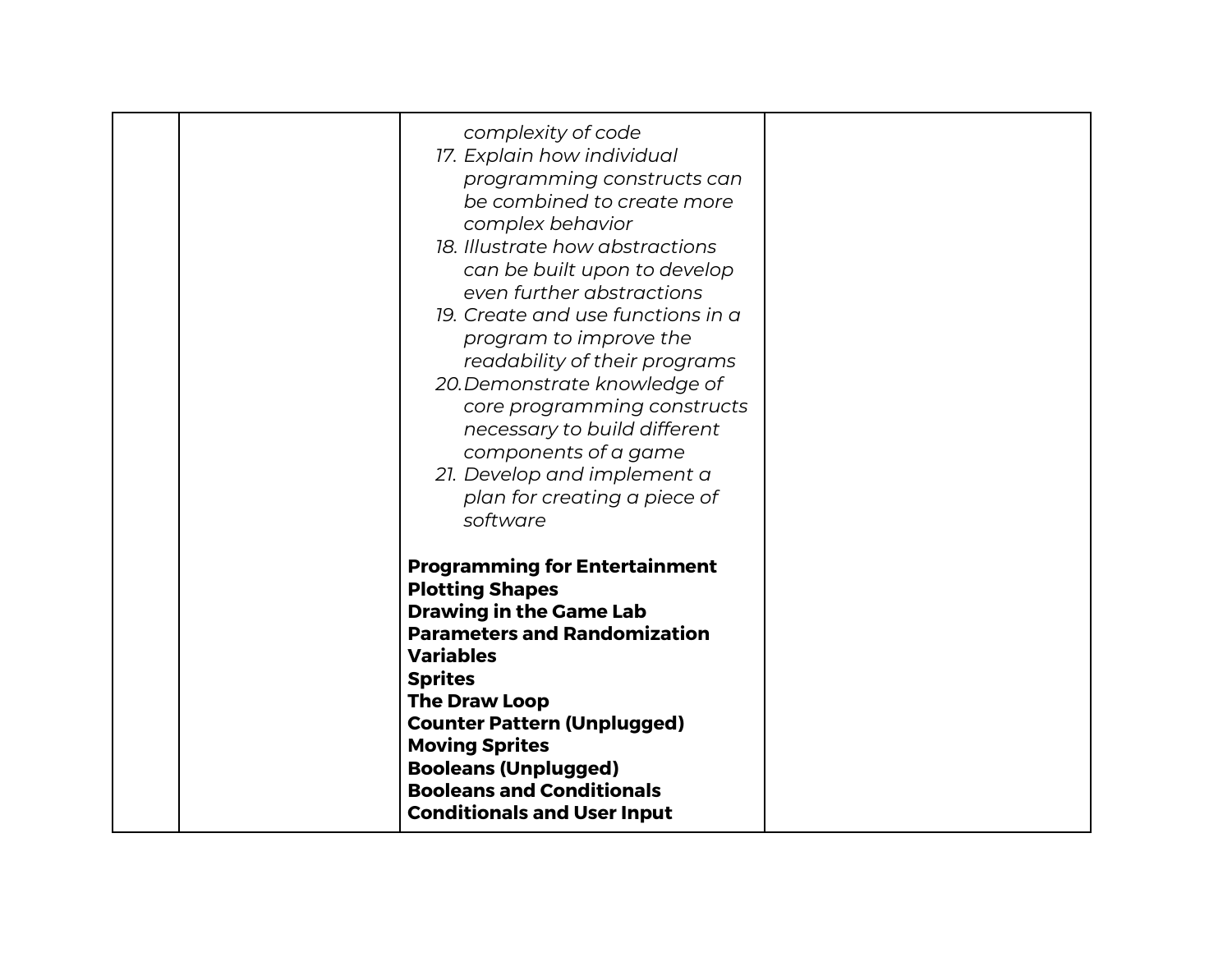| | | *complexity of code*<br>17. *Explain how individual programming constructs can be combined to create more complex behavior*<br>18. *Illustrate how abstractions can be built upon to develop even further abstractions*<br>19. *Create and use functions in a program to improve the readability of their programs*<br>20. *Demonstrate knowledge of core programming constructs necessary to build different components of a game*<br>21. *Develop and implement a plan for creating a piece of software*<br><br>**Programming for Entertainment**<br>**Plotting Shapes**<br>**Drawing in the Game Lab**<br>**Parameters and Randomization**<br>**Variables**<br>**Sprites**<br>**The Draw Loop**<br>**Counter Pattern (Unplugged)**<br>**Moving Sprites**<br>**Booleans (Unplugged)**<br>**Booleans and Conditionals**<br>**Conditionals and User Input** | |
|---|---|---|---|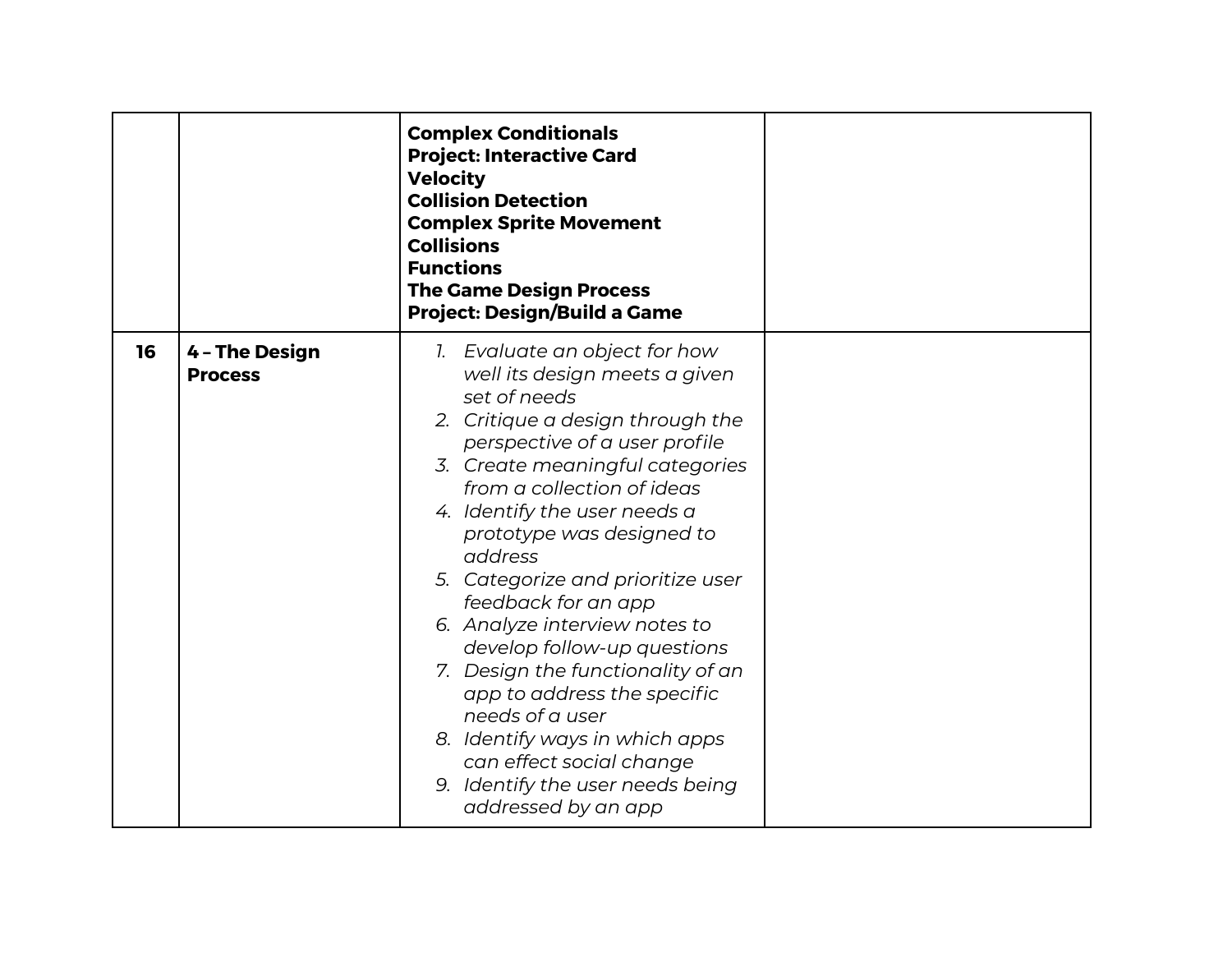| | | | |
|---|---|---|---|
| | | **Complex Conditionals**<br>**Project: Interactive Card**<br>**Velocity**<br>**Collision Detection**<br>**Complex Sprite Movement**<br>**Collisions**<br>**Functions**<br>**The Game Design Process**<br>**Project: Design/Build a Game** | |
| **16** | **4 – The Design Process** | 1. *Evaluate an object for how well its design meets a given set of needs*<br>2. *Critique a design through the perspective of a user profile*<br>3. *Create meaningful categories from a collection of ideas*<br>4. *Identify the user needs a prototype was designed to address*<br>5. *Categorize and prioritize user feedback for an app*<br>6. *Analyze interview notes to develop follow-up questions*<br>7. *Design the functionality of an app to address the specific needs of a user*<br>8. *Identify ways in which apps can effect social change*<br>9. *Identify the user needs being addressed by an app* | |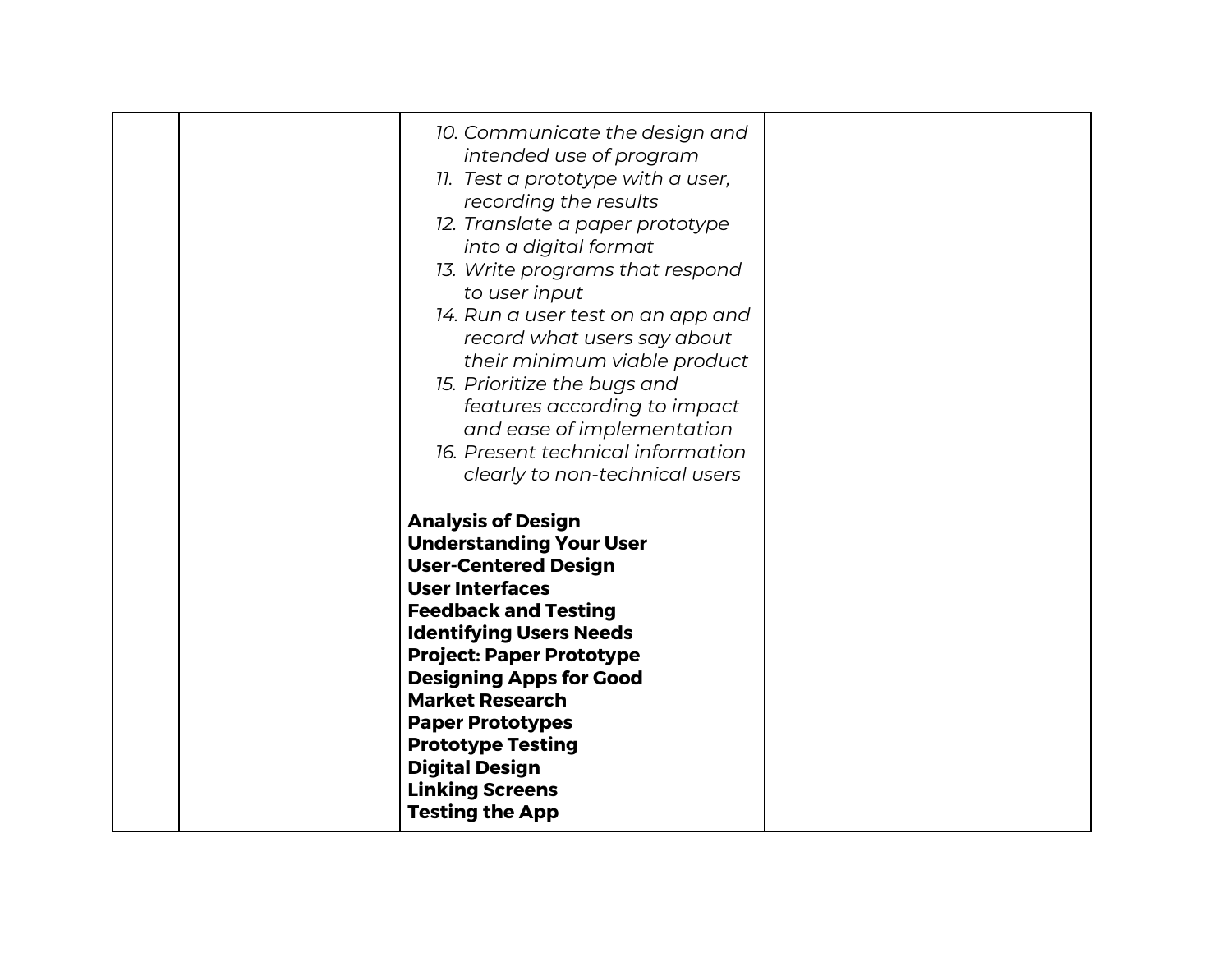| | | *10. Communicate the design and intended use of program*<br>*11. Test a prototype with a user, recording the results*<br>*12. Translate a paper prototype into a digital format*<br>*13. Write programs that respond to user input*<br>*14. Run a user test on an app and record what users say about their minimum viable product*<br>*15. Prioritize the bugs and features according to impact and ease of implementation*<br>*16. Present technical information clearly to non-technical users*<br><br>**Analysis of Design**<br>**Understanding Your User**<br>**User-Centered Design**<br>**User Interfaces**<br>**Feedback and Testing**<br>**Identifying Users Needs**<br>**Project: Paper Prototype**<br>**Designing Apps for Good**<br>**Market Research**<br>**Paper Prototypes**<br>**Prototype Testing**<br>**Digital Design**<br>**Linking Screens**<br>**Testing the App** | |
|---|---|---|---|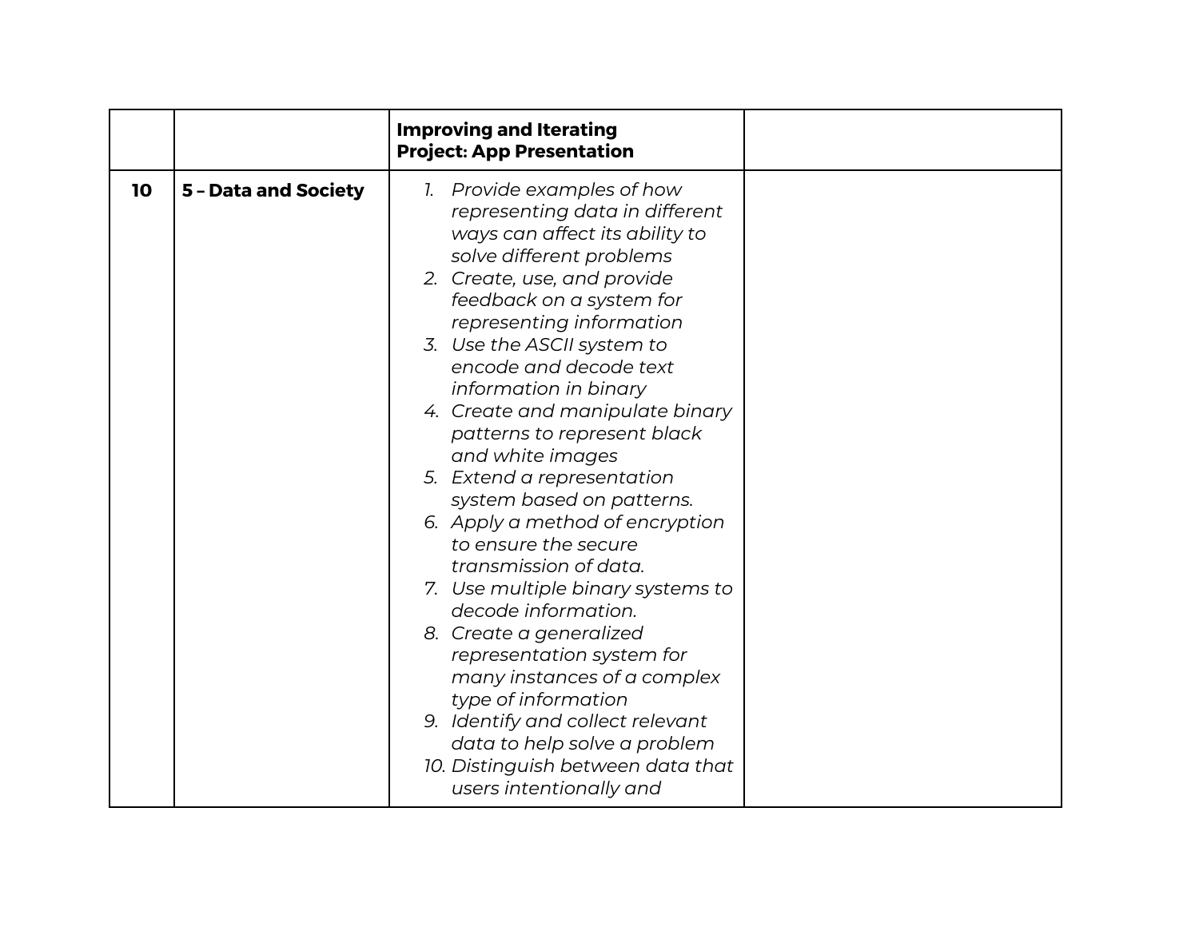| | | | |
|---|---|---|---|
| | | **Improving and Iterating**<br>**Project: App Presentation** | |
| **10** | **5 – Data and Society** | 1. *Provide examples of how representing data in different ways can affect its ability to solve different problems*<br>2. *Create, use, and provide feedback on a system for representing information*<br>3. *Use the ASCII system to encode and decode text information in binary*<br>4. *Create and manipulate binary patterns to represent black and white images*<br>5. *Extend a representation system based on patterns.*<br>6. *Apply a method of encryption to ensure the secure transmission of data.*<br>7. *Use multiple binary systems to decode information.*<br>8. *Create a generalized representation system for many instances of a complex type of information*<br>9. *Identify and collect relevant data to help solve a problem*<br>10. *Distinguish between data that users intentionally and* | |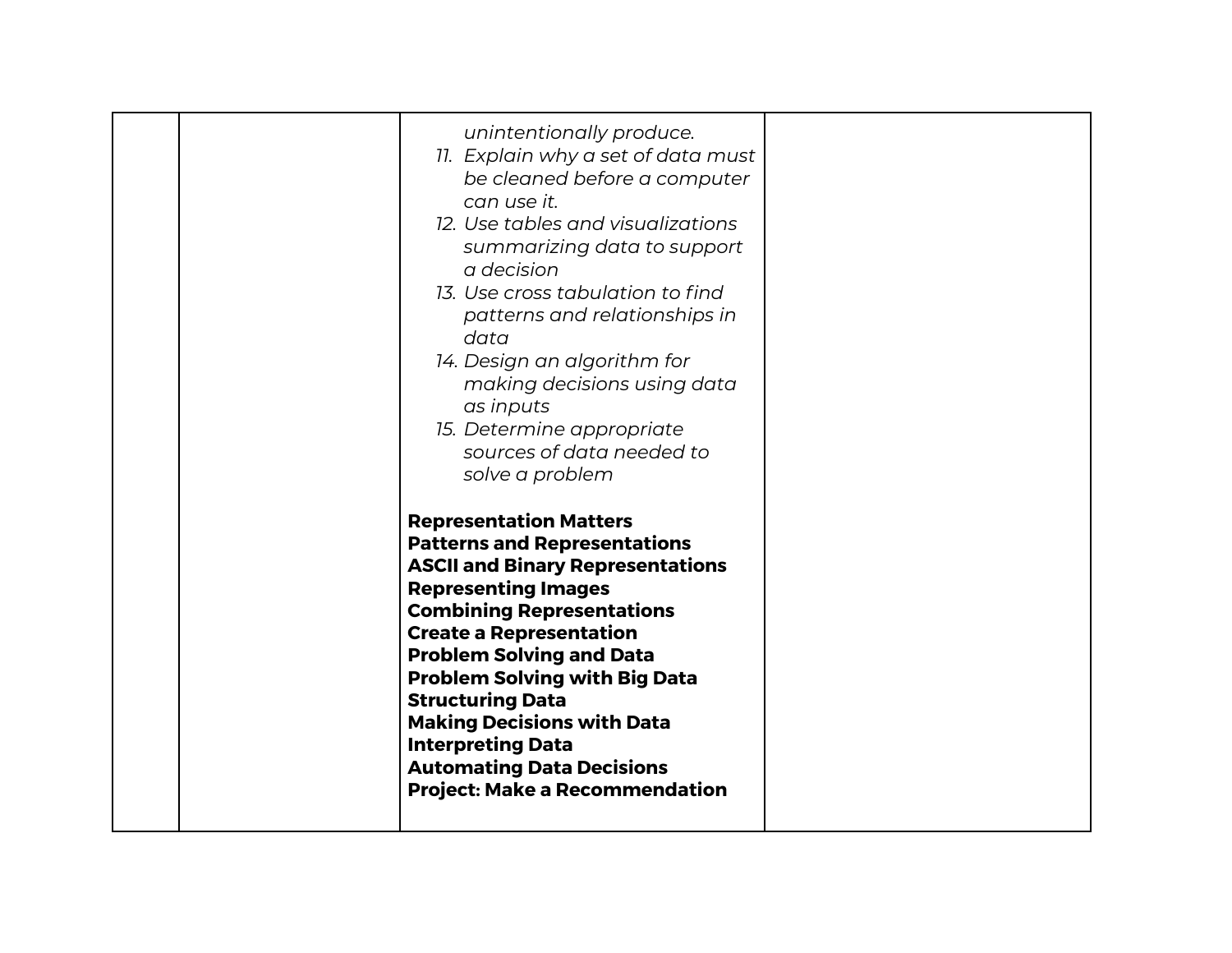| | | | |
|---|---|---|---|
| | | *unintentionally produce.*<br>11. *Explain why a set of data must be cleaned before a computer can use it.*<br>12. *Use tables and visualizations summarizing data to support a decision*<br>13. *Use cross tabulation to find patterns and relationships in data*<br>14. *Design an algorithm for making decisions using data as inputs*<br>15. *Determine appropriate sources of data needed to solve a problem*<br><br>**Representation Matters**<br>**Patterns and Representations**<br>**ASCII and Binary Representations**<br>**Representing Images**<br>**Combining Representations**<br>**Create a Representation**<br>**Problem Solving and Data**<br>**Problem Solving with Big Data**<br>**Structuring Data**<br>**Making Decisions with Data**<br>**Interpreting Data**<br>**Automating Data Decisions**<br>**Project: Make a Recommendation** | |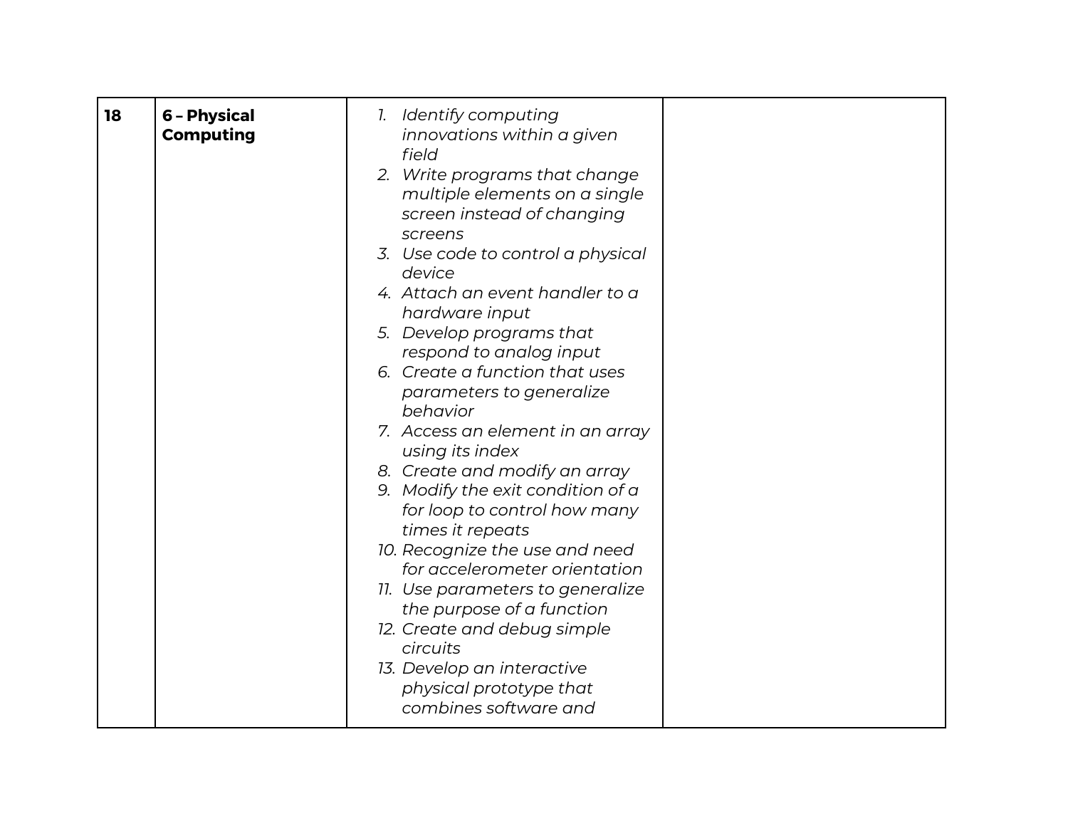| 18 | **6 – Physical Computing** | 1. *Identify computing innovations within a given field*<br>2. *Write programs that change multiple elements on a single screen instead of changing screens*<br>3. *Use code to control a physical device*<br>4. *Attach an event handler to a hardware input*<br>5. *Develop programs that respond to analog input*<br>6. *Create a function that uses parameters to generalize behavior*<br>7. *Access an element in an array using its index*<br>8. *Create and modify an array*<br>9. *Modify the exit condition of a for loop to control how many times it repeats*<br>10. *Recognize the use and need for accelerometer orientation*<br>11. *Use parameters to generalize the purpose of a function*<br>12. *Create and debug simple circuits*<br>13. *Develop an interactive physical prototype that combines software and* | |
|---|---|---|---|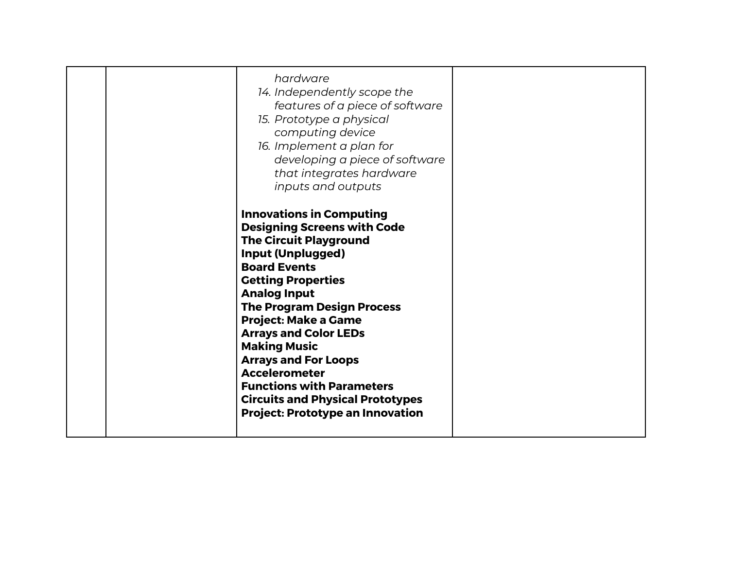| | | *hardware*<br>14. *Independently scope the features of a piece of software*<br>15. *Prototype a physical computing device*<br>16. *Implement a plan for developing a piece of software that integrates hardware inputs and outputs*<br><br>**Innovations in Computing**<br>**Designing Screens with Code**<br>**The Circuit Playground**<br>**Input (Unplugged)**<br>**Board Events**<br>**Getting Properties**<br>**Analog Input**<br>**The Program Design Process**<br>**Project: Make a Game**<br>**Arrays and Color LEDs**<br>**Making Music**<br>**Arrays and For Loops**<br>**Accelerometer**<br>**Functions with Parameters**<br>**Circuits and Physical Prototypes**<br>**Project: Prototype an Innovation** | |
|---|---|---|---|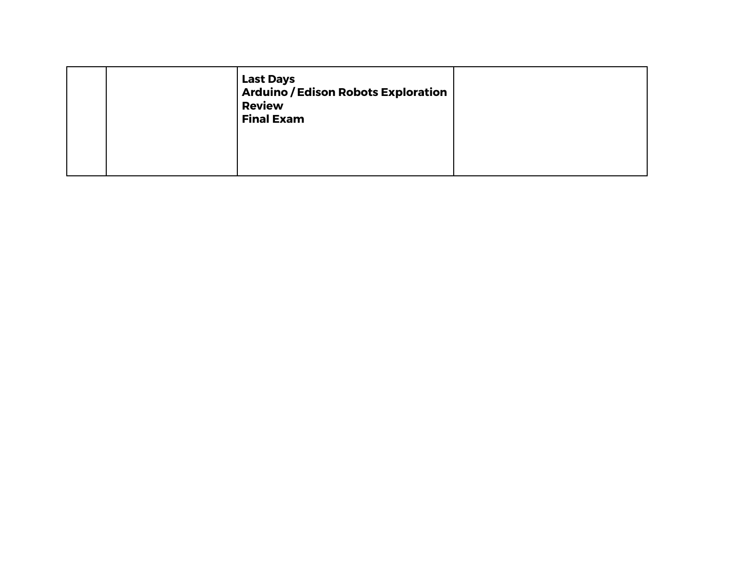| | | | |
|---|---|---|---|
| | | **Last Days**<br>**Arduino / Edison Robots Exploration**<br>**Review**<br>**Final Exam** | |